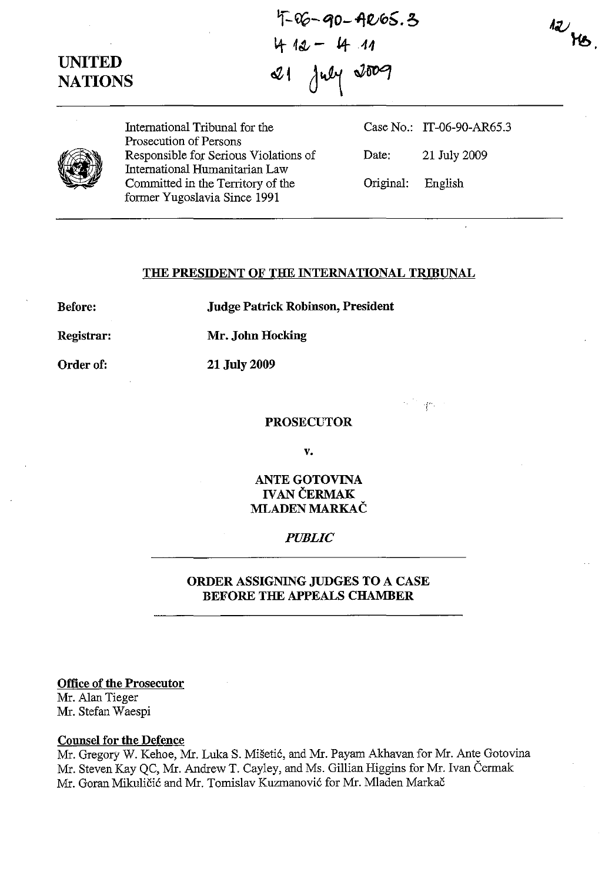IT-06-90-AR65.3
4 12 - 4 11
21 July 2009

12
MB.

UNITED
NATIONS

International Tribunal for the Prosecution of Persons Responsible for Serious Violations of International Humanitarian Law Committed in the Territory of the former Yugoslavia Since 1991

Case No.: IT-06-90-AR65.3

Date: 21 July 2009

Original: English

## THE PRESIDENT OF THE INTERNATIONAL TRIBUNAL

**Before:** **Judge Patrick Robinson, President**

**Registrar:** **Mr. John Hocking**

**Order of:** **21 July 2009**

**PROSECUTOR**

**v.**

**ANTE GOTOVINA**
**IVAN ČERMAK**
**MLADEN MARKAČ**

***PUBLIC***

## ORDER ASSIGNING JUDGES TO A CASE BEFORE THE APPEALS CHAMBER

**Office of the Prosecutor**
Mr. Alan Tieger
Mr. Stefan Waespi

**Counsel for the Defence**
Mr. Gregory W. Kehoe, Mr. Luka S. Mišetić, and Mr. Payam Akhavan for Mr. Ante Gotovina
Mr. Steven Kay QC, Mr. Andrew T. Cayley, and Ms. Gillian Higgins for Mr. Ivan Čermak
Mr. Goran Mikuličić and Mr. Tomislav Kuzmanović for Mr. Mladen Markač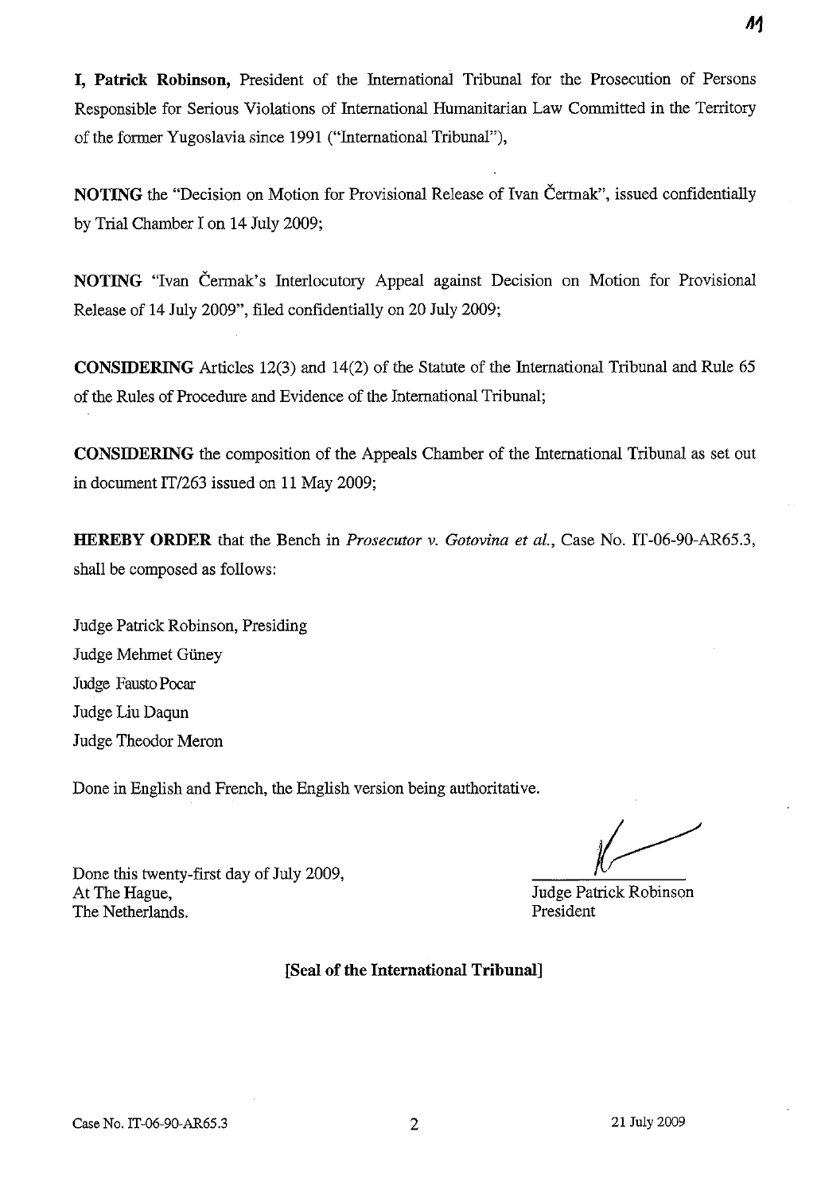**I, Patrick Robinson,** President of the International Tribunal for the Prosecution of Persons Responsible for Serious Violations of International Humanitarian Law Committed in the Territory of the former Yugoslavia since 1991 ("International Tribunal"),

**NOTING** the "Decision on Motion for Provisional Release of Ivan Čermak", issued confidentially by Trial Chamber I on 14 July 2009;

**NOTING** "Ivan Čermak's Interlocutory Appeal against Decision on Motion for Provisional Release of 14 July 2009", filed confidentially on 20 July 2009;

**CONSIDERING** Articles 12(3) and 14(2) of the Statute of the International Tribunal and Rule 65 of the Rules of Procedure and Evidence of the International Tribunal;

**CONSIDERING** the composition of the Appeals Chamber of the International Tribunal as set out in document IT/263 issued on 11 May 2009;

**HEREBY ORDER** that the Bench in *Prosecutor v. Gotovina et al.*, Case No. IT-06-90-AR65.3, shall be composed as follows:

Judge Patrick Robinson, Presiding
Judge Mehmet Güney
Judge Fausto Pocar
Judge Liu Daqun
Judge Theodor Meron

Done in English and French, the English version being authoritative.

Done this twenty-first day of July 2009,
At The Hague,
The Netherlands.

Judge Patrick Robinson
President

**[Seal of the International Tribunal]**